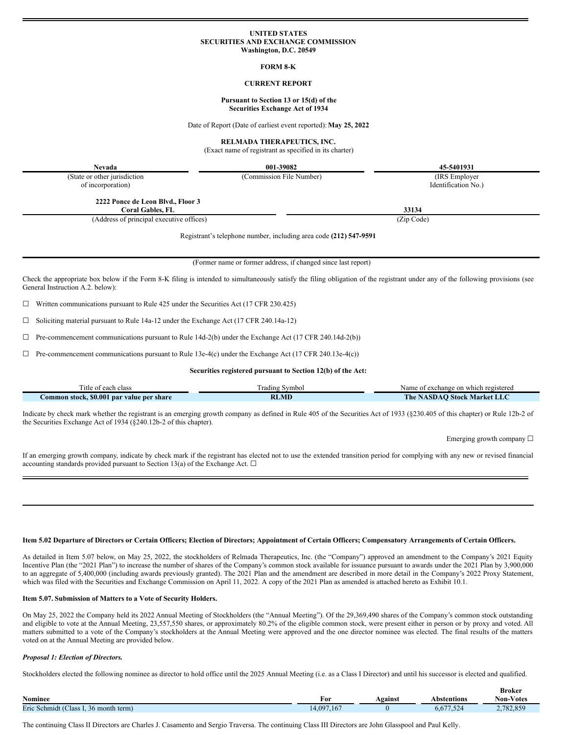UNITED STATES
SECURITIES AND EXCHANGE COMMISSION
Washington, D.C. 20549

**FORM 8-K**

**CURRENT REPORT**

**Pursuant to Section 13 or 15(d) of the Securities Exchange Act of 1934**

Date of Report (Date of earliest event reported): **May 25, 2022**

**RELMADA THERAPEUTICS, INC.**
(Exact name of registrant as specified in its charter)

| **Nevada** | **001-39082** | **45-5401931** |
|---|---|---|
| (State or other jurisdiction of incorporation) | (Commission File Number) | (IRS Employer Identification No.) |

| **2222 Ponce de Leon Blvd., Floor 3 Coral Gables, FL** | **33134** |
|---|---|
| (Address of principal executive offices) | (Zip Code) |

Registrant's telephone number, including area code **(212) 547-9591**

(Former name or former address, if changed since last report)

Check the appropriate box below if the Form 8-K filing is intended to simultaneously satisfy the filing obligation of the registrant under any of the following provisions (see General Instruction A.2. below):

☐ Written communications pursuant to Rule 425 under the Securities Act (17 CFR 230.425)

☐ Soliciting material pursuant to Rule 14a-12 under the Exchange Act (17 CFR 240.14a-12)

☐ Pre-commencement communications pursuant to Rule 14d-2(b) under the Exchange Act (17 CFR 240.14d-2(b))

☐ Pre-commencement communications pursuant to Rule 13e-4(c) under the Exchange Act (17 CFR 240.13e-4(c))

**Securities registered pursuant to Section 12(b) of the Act:**

| Title of each class | Trading Symbol | Name of exchange on which registered |
|---|---|---|
| **Common stock, $0.001 par value per share** | **RLMD** | **The NASDAQ Stock Market LLC** |

Indicate by check mark whether the registrant is an emerging growth company as defined in Rule 405 of the Securities Act of 1933 (§230.405 of this chapter) or Rule 12b-2 of the Securities Exchange Act of 1934 (§240.12b-2 of this chapter).

Emerging growth company ☐

If an emerging growth company, indicate by check mark if the registrant has elected not to use the extended transition period for complying with any new or revised financial accounting standards provided pursuant to Section 13(a) of the Exchange Act. ☐

**Item 5.02 Departure of Directors or Certain Officers; Election of Directors; Appointment of Certain Officers; Compensatory Arrangements of Certain Officers.**

As detailed in Item 5.07 below, on May 25, 2022, the stockholders of Relmada Therapeutics, Inc. (the "Company") approved an amendment to the Company's 2021 Equity Incentive Plan (the "2021 Plan") to increase the number of shares of the Company's common stock available for issuance pursuant to awards under the 2021 Plan by 3,900,000 to an aggregate of 5,400,000 (including awards previously granted). The 2021 Plan and the amendment are described in more detail in the Company's 2022 Proxy Statement, which was filed with the Securities and Exchange Commission on April 11, 2022. A copy of the 2021 Plan as amended is attached hereto as Exhibit 10.1.

**Item 5.07. Submission of Matters to a Vote of Security Holders.**

On May 25, 2022 the Company held its 2022 Annual Meeting of Stockholders (the "Annual Meeting"). Of the 29,369,490 shares of the Company's common stock outstanding and eligible to vote at the Annual Meeting, 23,557,550 shares, or approximately 80.2% of the eligible common stock, were present either in person or by proxy and voted. All matters submitted to a vote of the Company's stockholders at the Annual Meeting were approved and the one director nominee was elected. The final results of the matters voted on at the Annual Meeting are provided below.

***Proposal 1: Election of Directors.***

Stockholders elected the following nominee as director to hold office until the 2025 Annual Meeting (i.e. as a Class I Director) and until his successor is elected and qualified.

| Nominee | For | Against | Abstentions | Broker Non-Votes |
|---|---|---|---|---|
| Eric Schmidt (Class I, 36 month term) | 14,097,167 | 0 | 6,677,524 | 2,782,859 |

The continuing Class II Directors are Charles J. Casamento and Sergio Traversa. The continuing Class III Directors are John Glasspool and Paul Kelly.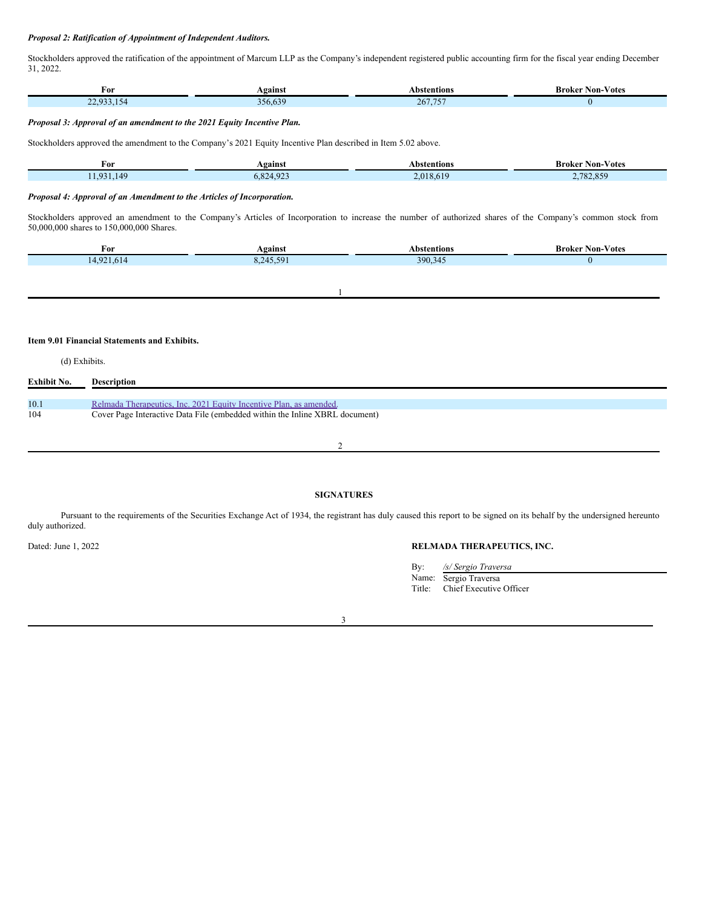***Proposal 2: Ratification of Appointment of Independent Auditors.***

Stockholders approved the ratification of the appointment of Marcum LLP as the Company's independent registered public accounting firm for the fiscal year ending December 31, 2022.

| For | Against | Abstentions | Broker Non-Votes |
| --- | --- | --- | --- |
| 22,933,154 | 356,639 | 267,757 | 0 |

***Proposal 3: Approval of an amendment to the 2021 Equity Incentive Plan.***

Stockholders approved the amendment to the Company's 2021 Equity Incentive Plan described in Item 5.02 above.

| For | Against | Abstentions | Broker Non-Votes |
| --- | --- | --- | --- |
| 11,931,149 | 6,824,923 | 2,018,619 | 2,782,859 |

***Proposal 4: Approval of an Amendment to the Articles of Incorporation.***

Stockholders approved an amendment to the Company's Articles of Incorporation to increase the number of authorized shares of the Company's common stock from 50,000,000 shares to 150,000,000 Shares.

| For | Against | Abstentions | Broker Non-Votes |
| --- | --- | --- | --- |
| 14,921,614 | 8,245,591 | 390,345 | 0 |

**Item 9.01 Financial Statements and Exhibits.**

(d) Exhibits.

| Exhibit No. | Description |
| --- | --- |
| 10.1 | Relmada Therapeutics, Inc. 2021 Equity Incentive Plan, as amended. |
| 104 | Cover Page Interactive Data File (embedded within the Inline XBRL document) |

**SIGNATURES**

Pursuant to the requirements of the Securities Exchange Act of 1934, the registrant has duly caused this report to be signed on its behalf by the undersigned hereunto duly authorized.

Dated: June 1, 2022

**RELMADA THERAPEUTICS, INC.**

By: */s/ Sergio Traversa*
Name: Sergio Traversa
Title: Chief Executive Officer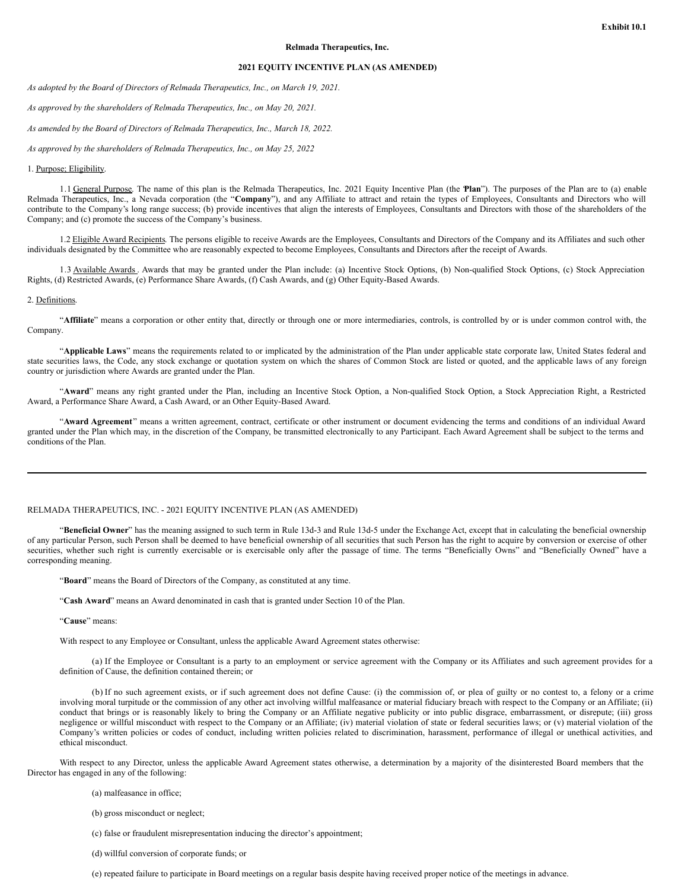**Exhibit 10.1**

**Relmada Therapeutics, Inc.**

**2021 EQUITY INCENTIVE PLAN (AS AMENDED)**

*As adopted by the Board of Directors of Relmada Therapeutics, Inc., on March 19, 2021.*

*As approved by the shareholders of Relmada Therapeutics, Inc., on May 20, 2021.*

*As amended by the Board of Directors of Relmada Therapeutics, Inc., March 18, 2022.*

*As approved by the shareholders of Relmada Therapeutics, Inc., on May 25, 2022*

1. Purpose; Eligibility.

1.1 General Purpose. The name of this plan is the Relmada Therapeutics, Inc. 2021 Equity Incentive Plan (the "**Plan**"). The purposes of the Plan are to (a) enable Relmada Therapeutics, Inc., a Nevada corporation (the "**Company**"), and any Affiliate to attract and retain the types of Employees, Consultants and Directors who will contribute to the Company's long range success; (b) provide incentives that align the interests of Employees, Consultants and Directors with those of the shareholders of the Company; and (c) promote the success of the Company's business.

1.2 Eligible Award Recipients. The persons eligible to receive Awards are the Employees, Consultants and Directors of the Company and its Affiliates and such other individuals designated by the Committee who are reasonably expected to become Employees, Consultants and Directors after the receipt of Awards.

1.3 Available Awards. Awards that may be granted under the Plan include: (a) Incentive Stock Options, (b) Non-qualified Stock Options, (c) Stock Appreciation Rights, (d) Restricted Awards, (e) Performance Share Awards, (f) Cash Awards, and (g) Other Equity-Based Awards.

2. Definitions.

"**Affiliate**" means a corporation or other entity that, directly or through one or more intermediaries, controls, is controlled by or is under common control with, the Company.

"**Applicable Laws**" means the requirements related to or implicated by the administration of the Plan under applicable state corporate law, United States federal and state securities laws, the Code, any stock exchange or quotation system on which the shares of Common Stock are listed or quoted, and the applicable laws of any foreign country or jurisdiction where Awards are granted under the Plan.

"**Award**" means any right granted under the Plan, including an Incentive Stock Option, a Non-qualified Stock Option, a Stock Appreciation Right, a Restricted Award, a Performance Share Award, a Cash Award, or an Other Equity-Based Award.

"**Award Agreement**" means a written agreement, contract, certificate or other instrument or document evidencing the terms and conditions of an individual Award granted under the Plan which may, in the discretion of the Company, be transmitted electronically to any Participant. Each Award Agreement shall be subject to the terms and conditions of the Plan.

"**Beneficial Owner**" has the meaning assigned to such term in Rule 13d-3 and Rule 13d-5 under the Exchange Act, except that in calculating the beneficial ownership of any particular Person, such Person shall be deemed to have beneficial ownership of all securities that such Person has the right to acquire by conversion or exercise of other securities, whether such right is currently exercisable or is exercisable only after the passage of time. The terms "Beneficially Owns" and "Beneficially Owned" have a corresponding meaning.

"**Board**" means the Board of Directors of the Company, as constituted at any time.

"**Cash Award**" means an Award denominated in cash that is granted under Section 10 of the Plan.

"**Cause**" means:

With respect to any Employee or Consultant, unless the applicable Award Agreement states otherwise:

(a) If the Employee or Consultant is a party to an employment or service agreement with the Company or its Affiliates and such agreement provides for a definition of Cause, the definition contained therein; or

(b) If no such agreement exists, or if such agreement does not define Cause: (i) the commission of, or plea of guilty or no contest to, a felony or a crime involving moral turpitude or the commission of any other act involving willful malfeasance or material fiduciary breach with respect to the Company or an Affiliate; (ii) conduct that brings or is reasonably likely to bring the Company or an Affiliate negative publicity or into public disgrace, embarrassment, or disrepute; (iii) gross negligence or willful misconduct with respect to the Company or an Affiliate; (iv) material violation of state or federal securities laws; or (v) material violation of the Company's written policies or codes of conduct, including written policies related to discrimination, harassment, performance of illegal or unethical activities, and ethical misconduct.

With respect to any Director, unless the applicable Award Agreement states otherwise, a determination by a majority of the disinterested Board members that the Director has engaged in any of the following:

(a) malfeasance in office;

(b) gross misconduct or neglect;

(c) false or fraudulent misrepresentation inducing the director's appointment;

(d) willful conversion of corporate funds; or

(e) repeated failure to participate in Board meetings on a regular basis despite having received proper notice of the meetings in advance.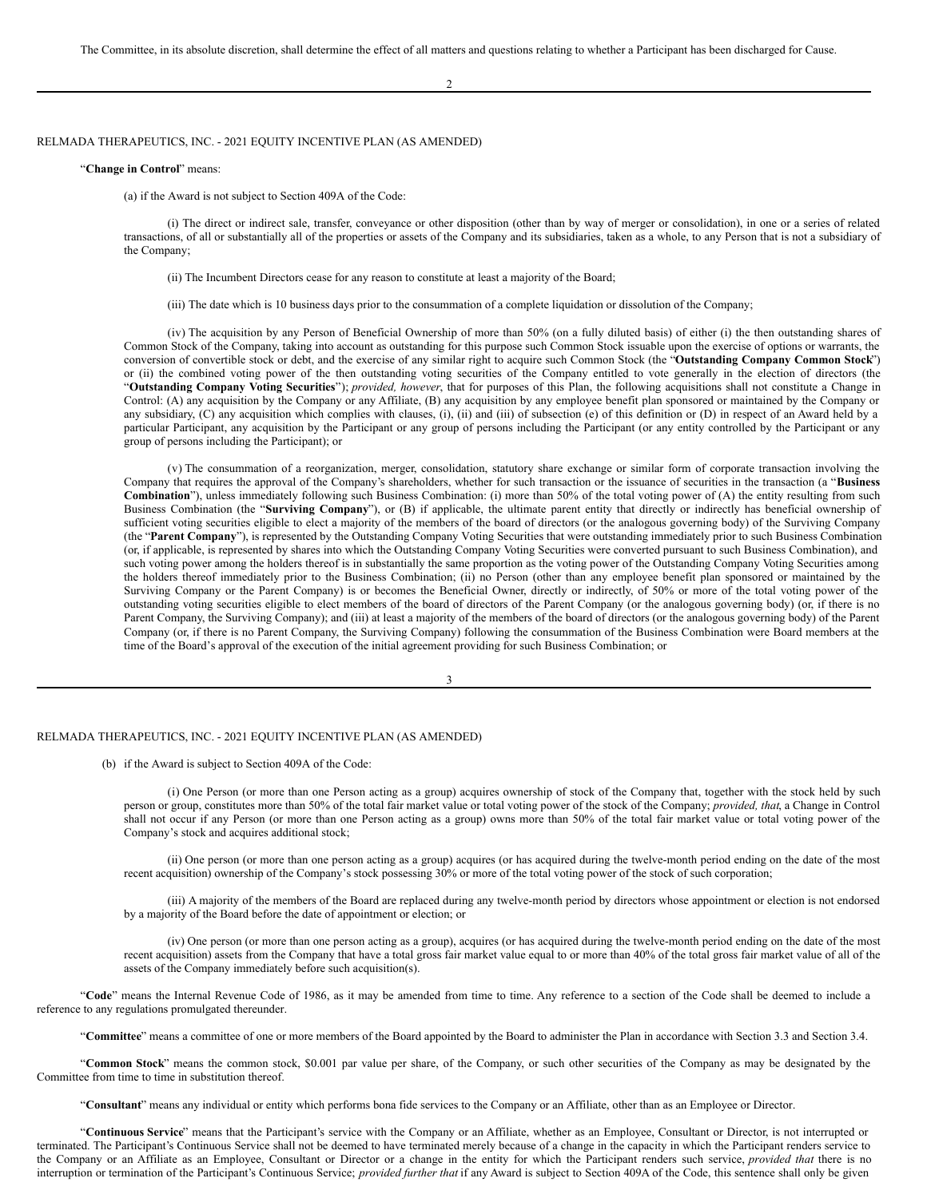The Committee, in its absolute discretion, shall determine the effect of all matters and questions relating to whether a Participant has been discharged for Cause.

"**Change in Control**" means:

(a) if the Award is not subject to Section 409A of the Code:

(i) The direct or indirect sale, transfer, conveyance or other disposition (other than by way of merger or consolidation), in one or a series of related transactions, of all or substantially all of the properties or assets of the Company and its subsidiaries, taken as a whole, to any Person that is not a subsidiary of the Company;

(ii) The Incumbent Directors cease for any reason to constitute at least a majority of the Board;

(iii) The date which is 10 business days prior to the consummation of a complete liquidation or dissolution of the Company;

(iv) The acquisition by any Person of Beneficial Ownership of more than 50% (on a fully diluted basis) of either (i) the then outstanding shares of Common Stock of the Company, taking into account as outstanding for this purpose such Common Stock issuable upon the exercise of options or warrants, the conversion of convertible stock or debt, and the exercise of any similar right to acquire such Common Stock (the "**Outstanding Company Common Stock**") or (ii) the combined voting power of the then outstanding voting securities of the Company entitled to vote generally in the election of directors (the "**Outstanding Company Voting Securities**"); *provided, however*, that for purposes of this Plan, the following acquisitions shall not constitute a Change in Control: (A) any acquisition by the Company or any Affiliate, (B) any acquisition by any employee benefit plan sponsored or maintained by the Company or any subsidiary, (C) any acquisition which complies with clauses, (i), (ii) and (iii) of subsection (e) of this definition or (D) in respect of an Award held by a particular Participant, any acquisition by the Participant or any group of persons including the Participant (or any entity controlled by the Participant or any group of persons including the Participant); or

(v) The consummation of a reorganization, merger, consolidation, statutory share exchange or similar form of corporate transaction involving the Company that requires the approval of the Company's shareholders, whether for such transaction or the issuance of securities in the transaction (a "**Business Combination**"), unless immediately following such Business Combination: (i) more than 50% of the total voting power of (A) the entity resulting from such Business Combination (the "**Surviving Company**"), or (B) if applicable, the ultimate parent entity that directly or indirectly has beneficial ownership of sufficient voting securities eligible to elect a majority of the members of the board of directors (or the analogous governing body) of the Surviving Company (the "**Parent Company**"), is represented by the Outstanding Company Voting Securities that were outstanding immediately prior to such Business Combination (or, if applicable, is represented by shares into which the Outstanding Company Voting Securities were converted pursuant to such Business Combination), and such voting power among the holders thereof is in substantially the same proportion as the voting power of the Outstanding Company Voting Securities among the holders thereof immediately prior to the Business Combination; (ii) no Person (other than any employee benefit plan sponsored or maintained by the Surviving Company or the Parent Company) is or becomes the Beneficial Owner, directly or indirectly, of 50% or more of the total voting power of the outstanding voting securities eligible to elect members of the board of directors of the Parent Company (or the analogous governing body) (or, if there is no Parent Company, the Surviving Company); and (iii) at least a majority of the members of the board of directors (or the analogous governing body) of the Parent Company (or, if there is no Parent Company, the Surviving Company) following the consummation of the Business Combination were Board members at the time of the Board's approval of the execution of the initial agreement providing for such Business Combination; or

(b) if the Award is subject to Section 409A of the Code:

(i) One Person (or more than one Person acting as a group) acquires ownership of stock of the Company that, together with the stock held by such person or group, constitutes more than 50% of the total fair market value or total voting power of the stock of the Company; *provided, that*, a Change in Control shall not occur if any Person (or more than one Person acting as a group) owns more than 50% of the total fair market value or total voting power of the Company's stock and acquires additional stock;

(ii) One person (or more than one person acting as a group) acquires (or has acquired during the twelve-month period ending on the date of the most recent acquisition) ownership of the Company's stock possessing 30% or more of the total voting power of the stock of such corporation;

(iii) A majority of the members of the Board are replaced during any twelve-month period by directors whose appointment or election is not endorsed by a majority of the Board before the date of appointment or election; or

(iv) One person (or more than one person acting as a group), acquires (or has acquired during the twelve-month period ending on the date of the most recent acquisition) assets from the Company that have a total gross fair market value equal to or more than 40% of the total gross fair market value of all of the assets of the Company immediately before such acquisition(s).

"**Code**" means the Internal Revenue Code of 1986, as it may be amended from time to time. Any reference to a section of the Code shall be deemed to include a reference to any regulations promulgated thereunder.

"**Committee**" means a committee of one or more members of the Board appointed by the Board to administer the Plan in accordance with Section 3.3 and Section 3.4.

"**Common Stock**" means the common stock, $0.001 par value per share, of the Company, or such other securities of the Company as may be designated by the Committee from time to time in substitution thereof.

"**Consultant**" means any individual or entity which performs bona fide services to the Company or an Affiliate, other than as an Employee or Director.

"**Continuous Service**" means that the Participant's service with the Company or an Affiliate, whether as an Employee, Consultant or Director, is not interrupted or terminated. The Participant's Continuous Service shall not be deemed to have terminated merely because of a change in the capacity in which the Participant renders service to the Company or an Affiliate as an Employee, Consultant or Director or a change in the entity for which the Participant renders such service, *provided that* there is no interruption or termination of the Participant's Continuous Service; *provided further that* if any Award is subject to Section 409A of the Code, this sentence shall only be given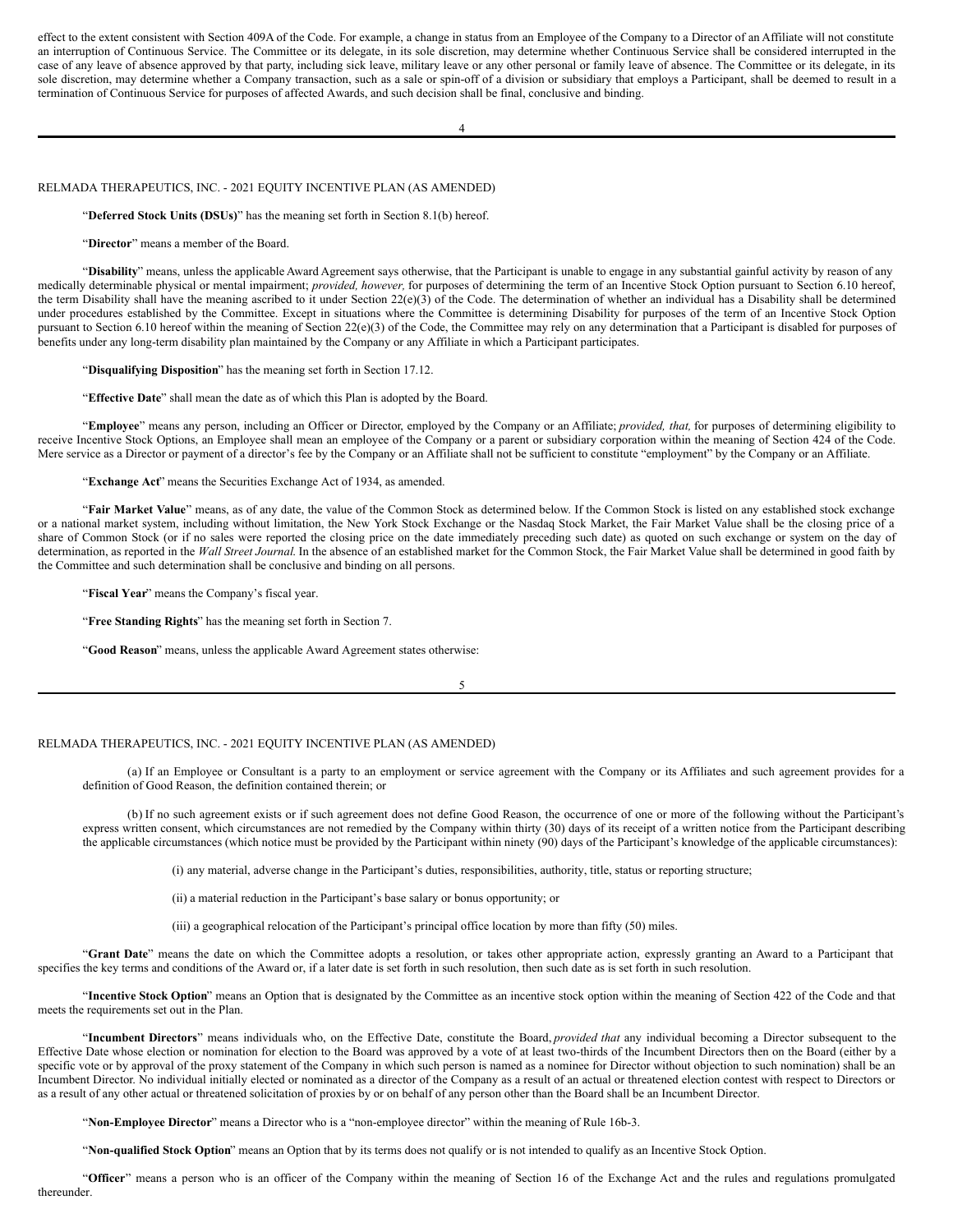effect to the extent consistent with Section 409A of the Code. For example, a change in status from an Employee of the Company to a Director of an Affiliate will not constitute an interruption of Continuous Service. The Committee or its delegate, in its sole discretion, may determine whether Continuous Service shall be considered interrupted in the case of any leave of absence approved by that party, including sick leave, military leave or any other personal or family leave of absence. The Committee or its delegate, in its sole discretion, may determine whether a Company transaction, such as a sale or spin-off of a division or subsidiary that employs a Participant, shall be deemed to result in a termination of Continuous Service for purposes of affected Awards, and such decision shall be final, conclusive and binding.

"**Deferred Stock Units (DSUs)**" has the meaning set forth in Section 8.1(b) hereof.

"**Director**" means a member of the Board.

"**Disability**" means, unless the applicable Award Agreement says otherwise, that the Participant is unable to engage in any substantial gainful activity by reason of any medically determinable physical or mental impairment; *provided, however,* for purposes of determining the term of an Incentive Stock Option pursuant to Section 6.10 hereof, the term Disability shall have the meaning ascribed to it under Section 22(e)(3) of the Code. The determination of whether an individual has a Disability shall be determined under procedures established by the Committee. Except in situations where the Committee is determining Disability for purposes of the term of an Incentive Stock Option pursuant to Section 6.10 hereof within the meaning of Section 22(e)(3) of the Code, the Committee may rely on any determination that a Participant is disabled for purposes of benefits under any long-term disability plan maintained by the Company or any Affiliate in which a Participant participates.

"**Disqualifying Disposition**" has the meaning set forth in Section 17.12.

"**Effective Date**" shall mean the date as of which this Plan is adopted by the Board.

"**Employee**" means any person, including an Officer or Director, employed by the Company or an Affiliate; *provided, that,* for purposes of determining eligibility to receive Incentive Stock Options, an Employee shall mean an employee of the Company or a parent or subsidiary corporation within the meaning of Section 424 of the Code. Mere service as a Director or payment of a director's fee by the Company or an Affiliate shall not be sufficient to constitute "employment" by the Company or an Affiliate.

"**Exchange Act**" means the Securities Exchange Act of 1934, as amended.

"**Fair Market Value**" means, as of any date, the value of the Common Stock as determined below. If the Common Stock is listed on any established stock exchange or a national market system, including without limitation, the New York Stock Exchange or the Nasdaq Stock Market, the Fair Market Value shall be the closing price of a share of Common Stock (or if no sales were reported the closing price on the date immediately preceding such date) as quoted on such exchange or system on the day of determination, as reported in the *Wall Street Journal*. In the absence of an established market for the Common Stock, the Fair Market Value shall be determined in good faith by the Committee and such determination shall be conclusive and binding on all persons.

"**Fiscal Year**" means the Company's fiscal year.

"**Free Standing Rights**" has the meaning set forth in Section 7.

"**Good Reason**" means, unless the applicable Award Agreement states otherwise:

(a) If an Employee or Consultant is a party to an employment or service agreement with the Company or its Affiliates and such agreement provides for a definition of Good Reason, the definition contained therein; or

(b) If no such agreement exists or if such agreement does not define Good Reason, the occurrence of one or more of the following without the Participant's express written consent, which circumstances are not remedied by the Company within thirty (30) days of its receipt of a written notice from the Participant describing the applicable circumstances (which notice must be provided by the Participant within ninety (90) days of the Participant's knowledge of the applicable circumstances):

(i) any material, adverse change in the Participant's duties, responsibilities, authority, title, status or reporting structure;

(ii) a material reduction in the Participant's base salary or bonus opportunity; or

(iii) a geographical relocation of the Participant's principal office location by more than fifty (50) miles.

"**Grant Date**" means the date on which the Committee adopts a resolution, or takes other appropriate action, expressly granting an Award to a Participant that specifies the key terms and conditions of the Award or, if a later date is set forth in such resolution, then such date as is set forth in such resolution.

"**Incentive Stock Option**" means an Option that is designated by the Committee as an incentive stock option within the meaning of Section 422 of the Code and that meets the requirements set out in the Plan.

"**Incumbent Directors**" means individuals who, on the Effective Date, constitute the Board, *provided that* any individual becoming a Director subsequent to the Effective Date whose election or nomination for election to the Board was approved by a vote of at least two-thirds of the Incumbent Directors then on the Board (either by a specific vote or by approval of the proxy statement of the Company in which such person is named as a nominee for Director without objection to such nomination) shall be an Incumbent Director. No individual initially elected or nominated as a director of the Company as a result of an actual or threatened election contest with respect to Directors or as a result of any other actual or threatened solicitation of proxies by or on behalf of any person other than the Board shall be an Incumbent Director.

"**Non-Employee Director**" means a Director who is a "non-employee director" within the meaning of Rule 16b-3.

"**Non-qualified Stock Option**" means an Option that by its terms does not qualify or is not intended to qualify as an Incentive Stock Option.

"**Officer**" means a person who is an officer of the Company within the meaning of Section 16 of the Exchange Act and the rules and regulations promulgated thereunder.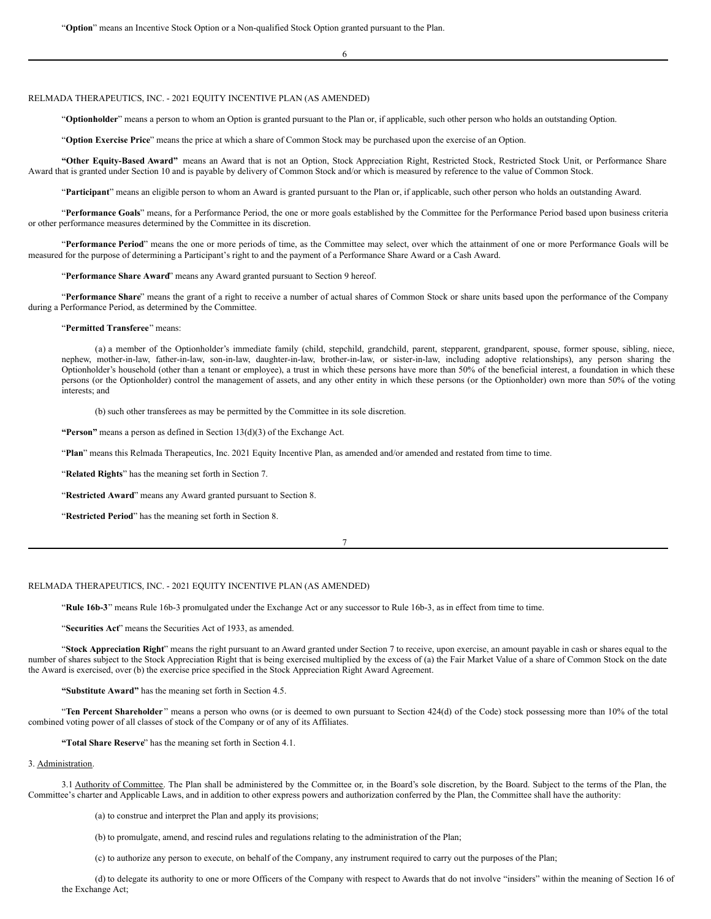"**Option**" means an Incentive Stock Option or a Non-qualified Stock Option granted pursuant to the Plan.

"**Optionholder**" means a person to whom an Option is granted pursuant to the Plan or, if applicable, such other person who holds an outstanding Option.

"**Option Exercise Price**" means the price at which a share of Common Stock may be purchased upon the exercise of an Option.

**"Other Equity-Based Award"** means an Award that is not an Option, Stock Appreciation Right, Restricted Stock, Restricted Stock Unit, or Performance Share Award that is granted under Section 10 and is payable by delivery of Common Stock and/or which is measured by reference to the value of Common Stock.

"**Participant**" means an eligible person to whom an Award is granted pursuant to the Plan or, if applicable, such other person who holds an outstanding Award.

"**Performance Goals**" means, for a Performance Period, the one or more goals established by the Committee for the Performance Period based upon business criteria or other performance measures determined by the Committee in its discretion.

"**Performance Period**" means the one or more periods of time, as the Committee may select, over which the attainment of one or more Performance Goals will be measured for the purpose of determining a Participant's right to and the payment of a Performance Share Award or a Cash Award.

"**Performance Share Award**" means any Award granted pursuant to Section 9 hereof.

"**Performance Share**" means the grant of a right to receive a number of actual shares of Common Stock or share units based upon the performance of the Company during a Performance Period, as determined by the Committee.

"**Permitted Transferee**" means:

(a) a member of the Optionholder's immediate family (child, stepchild, grandchild, parent, stepparent, grandparent, spouse, former spouse, sibling, niece, nephew, mother-in-law, father-in-law, son-in-law, daughter-in-law, brother-in-law, or sister-in-law, including adoptive relationships), any person sharing the Optionholder's household (other than a tenant or employee), a trust in which these persons have more than 50% of the beneficial interest, a foundation in which these persons (or the Optionholder) control the management of assets, and any other entity in which these persons (or the Optionholder) own more than 50% of the voting interests; and

(b) such other transferees as may be permitted by the Committee in its sole discretion.

**"Person"** means a person as defined in Section 13(d)(3) of the Exchange Act.

"**Plan**" means this Relmada Therapeutics, Inc. 2021 Equity Incentive Plan, as amended and/or amended and restated from time to time.

"**Related Rights**" has the meaning set forth in Section 7.

"**Restricted Award**" means any Award granted pursuant to Section 8.

"**Restricted Period**" has the meaning set forth in Section 8.

"**Rule 16b-3**" means Rule 16b-3 promulgated under the Exchange Act or any successor to Rule 16b-3, as in effect from time to time.

"**Securities Act**" means the Securities Act of 1933, as amended.

"**Stock Appreciation Right**" means the right pursuant to an Award granted under Section 7 to receive, upon exercise, an amount payable in cash or shares equal to the number of shares subject to the Stock Appreciation Right that is being exercised multiplied by the excess of (a) the Fair Market Value of a share of Common Stock on the date the Award is exercised, over (b) the exercise price specified in the Stock Appreciation Right Award Agreement.

**"Substitute Award"** has the meaning set forth in Section 4.5.

"**Ten Percent Shareholder**" means a person who owns (or is deemed to own pursuant to Section 424(d) of the Code) stock possessing more than 10% of the total combined voting power of all classes of stock of the Company or of any of its Affiliates.

**"Total Share Reserve"** has the meaning set forth in Section 4.1.

3. Administration.

3.1 Authority of Committee. The Plan shall be administered by the Committee or, in the Board's sole discretion, by the Board. Subject to the terms of the Plan, the Committee's charter and Applicable Laws, and in addition to other express powers and authorization conferred by the Plan, the Committee shall have the authority:

(a) to construe and interpret the Plan and apply its provisions;

(b) to promulgate, amend, and rescind rules and regulations relating to the administration of the Plan;

(c) to authorize any person to execute, on behalf of the Company, any instrument required to carry out the purposes of the Plan;

(d) to delegate its authority to one or more Officers of the Company with respect to Awards that do not involve "insiders" within the meaning of Section 16 of the Exchange Act;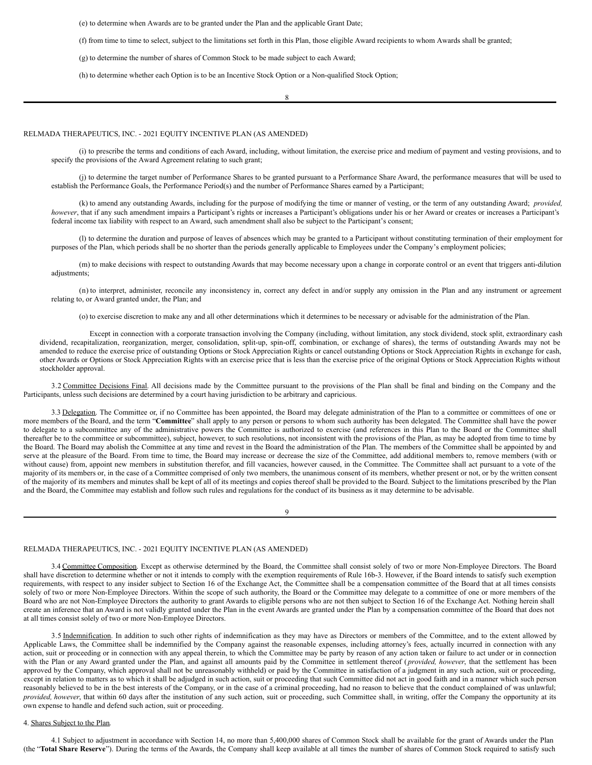(e) to determine when Awards are to be granted under the Plan and the applicable Grant Date;

(f) from time to time to select, subject to the limitations set forth in this Plan, those eligible Award recipients to whom Awards shall be granted;

(g) to determine the number of shares of Common Stock to be made subject to each Award;

(h) to determine whether each Option is to be an Incentive Stock Option or a Non-qualified Stock Option;

(i) to prescribe the terms and conditions of each Award, including, without limitation, the exercise price and medium of payment and vesting provisions, and to specify the provisions of the Award Agreement relating to such grant;

(j) to determine the target number of Performance Shares to be granted pursuant to a Performance Share Award, the performance measures that will be used to establish the Performance Goals, the Performance Period(s) and the number of Performance Shares earned by a Participant;

(k) to amend any outstanding Awards, including for the purpose of modifying the time or manner of vesting, or the term of any outstanding Award; *provided, however*, that if any such amendment impairs a Participant's rights or increases a Participant's obligations under his or her Award or creates or increases a Participant's federal income tax liability with respect to an Award, such amendment shall also be subject to the Participant's consent;

(l) to determine the duration and purpose of leaves of absences which may be granted to a Participant without constituting termination of their employment for purposes of the Plan, which periods shall be no shorter than the periods generally applicable to Employees under the Company's employment policies;

(m) to make decisions with respect to outstanding Awards that may become necessary upon a change in corporate control or an event that triggers anti-dilution adjustments;

(n) to interpret, administer, reconcile any inconsistency in, correct any defect in and/or supply any omission in the Plan and any instrument or agreement relating to, or Award granted under, the Plan; and

(o) to exercise discretion to make any and all other determinations which it determines to be necessary or advisable for the administration of the Plan.

Except in connection with a corporate transaction involving the Company (including, without limitation, any stock dividend, stock split, extraordinary cash dividend, recapitalization, reorganization, merger, consolidation, split-up, spin-off, combination, or exchange of shares), the terms of outstanding Awards may not be amended to reduce the exercise price of outstanding Options or Stock Appreciation Rights or cancel outstanding Options or Stock Appreciation Rights in exchange for cash, other Awards or Options or Stock Appreciation Rights with an exercise price that is less than the exercise price of the original Options or Stock Appreciation Rights without stockholder approval.

3.2 Committee Decisions Final. All decisions made by the Committee pursuant to the provisions of the Plan shall be final and binding on the Company and the Participants, unless such decisions are determined by a court having jurisdiction to be arbitrary and capricious.

3.3 Delegation. The Committee or, if no Committee has been appointed, the Board may delegate administration of the Plan to a committee or committees of one or more members of the Board, and the term "**Committee**" shall apply to any person or persons to whom such authority has been delegated. The Committee shall have the power to delegate to a subcommittee any of the administrative powers the Committee is authorized to exercise (and references in this Plan to the Board or the Committee shall thereafter be to the committee or subcommittee), subject, however, to such resolutions, not inconsistent with the provisions of the Plan, as may be adopted from time to time by the Board. The Board may abolish the Committee at any time and revest in the Board the administration of the Plan. The members of the Committee shall be appointed by and serve at the pleasure of the Board. From time to time, the Board may increase or decrease the size of the Committee, add additional members to, remove members (with or without cause) from, appoint new members in substitution therefor, and fill vacancies, however caused, in the Committee. The Committee shall act pursuant to a vote of the majority of its members or, in the case of a Committee comprised of only two members, the unanimous consent of its members, whether present or not, or by the written consent of the majority of its members and minutes shall be kept of all of its meetings and copies thereof shall be provided to the Board. Subject to the limitations prescribed by the Plan and the Board, the Committee may establish and follow such rules and regulations for the conduct of its business as it may determine to be advisable.

3.4 Committee Composition. Except as otherwise determined by the Board, the Committee shall consist solely of two or more Non-Employee Directors. The Board shall have discretion to determine whether or not it intends to comply with the exemption requirements of Rule 16b-3. However, if the Board intends to satisfy such exemption requirements, with respect to any insider subject to Section 16 of the Exchange Act, the Committee shall be a compensation committee of the Board that at all times consists solely of two or more Non-Employee Directors. Within the scope of such authority, the Board or the Committee may delegate to a committee of one or more members of the Board who are not Non-Employee Directors the authority to grant Awards to eligible persons who are not then subject to Section 16 of the Exchange Act. Nothing herein shall create an inference that an Award is not validly granted under the Plan in the event Awards are granted under the Plan by a compensation committee of the Board that does not at all times consist solely of two or more Non-Employee Directors.

3.5 Indemnification. In addition to such other rights of indemnification as they may have as Directors or members of the Committee, and to the extent allowed by Applicable Laws, the Committee shall be indemnified by the Company against the reasonable expenses, including attorney's fees, actually incurred in connection with any action, suit or proceeding or in connection with any appeal therein, to which the Committee may be party by reason of any action taken or failure to act under or in connection with the Plan or any Award granted under the Plan, and against all amounts paid by the Committee in settlement thereof (*provided, however*, that the settlement has been approved by the Company, which approval shall not be unreasonably withheld) or paid by the Committee in satisfaction of a judgment in any such action, suit or proceeding, except in relation to matters as to which it shall be adjudged in such action, suit or proceeding that such Committee did not act in good faith and in a manner which such person reasonably believed to be in the best interests of the Company, or in the case of a criminal proceeding, had no reason to believe that the conduct complained of was unlawful; *provided, however*, that within 60 days after the institution of any such action, suit or proceeding, such Committee shall, in writing, offer the Company the opportunity at its own expense to handle and defend such action, suit or proceeding.

4. Shares Subject to the Plan.

4.1 Subject to adjustment in accordance with Section 14, no more than 5,400,000 shares of Common Stock shall be available for the grant of Awards under the Plan (the "**Total Share Reserve**"). During the terms of the Awards, the Company shall keep available at all times the number of shares of Common Stock required to satisfy such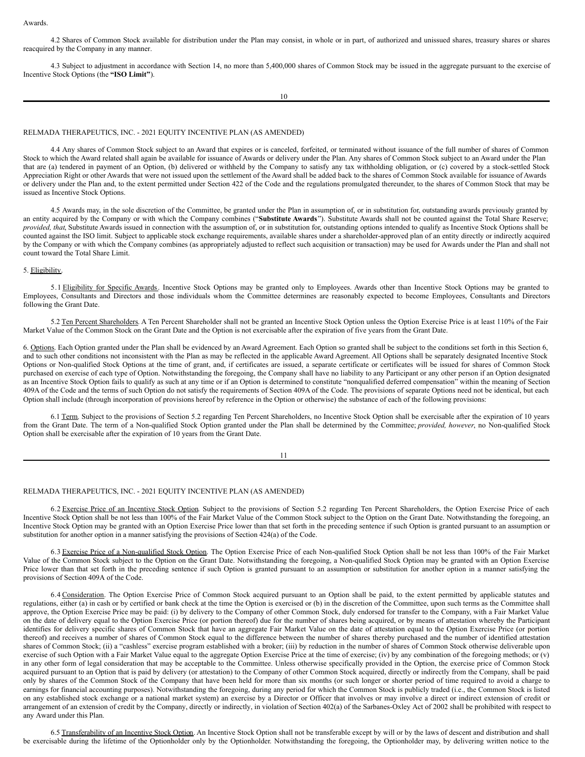Awards.

4.2 Shares of Common Stock available for distribution under the Plan may consist, in whole or in part, of authorized and unissued shares, treasury shares or shares reacquired by the Company in any manner.

4.3 Subject to adjustment in accordance with Section 14, no more than 5,400,000 shares of Common Stock may be issued in the aggregate pursuant to the exercise of Incentive Stock Options (the **"ISO Limit"**).

4.4 Any shares of Common Stock subject to an Award that expires or is canceled, forfeited, or terminated without issuance of the full number of shares of Common Stock to which the Award related shall again be available for issuance of Awards or delivery under the Plan. Any shares of Common Stock subject to an Award under the Plan that are (a) tendered in payment of an Option, (b) delivered or withheld by the Company to satisfy any tax withholding obligation, or (c) covered by a stock-settled Stock Appreciation Right or other Awards that were not issued upon the settlement of the Award shall be added back to the shares of Common Stock available for issuance of Awards or delivery under the Plan and, to the extent permitted under Section 422 of the Code and the regulations promulgated thereunder, to the shares of Common Stock that may be issued as Incentive Stock Options.

4.5 Awards may, in the sole discretion of the Committee, be granted under the Plan in assumption of, or in substitution for, outstanding awards previously granted by an entity acquired by the Company or with which the Company combines ("**Substitute Awards**"). Substitute Awards shall not be counted against the Total Share Reserve; *provided, that*, Substitute Awards issued in connection with the assumption of, or in substitution for, outstanding options intended to qualify as Incentive Stock Options shall be counted against the ISO limit. Subject to applicable stock exchange requirements, available shares under a shareholder-approved plan of an entity directly or indirectly acquired by the Company or with which the Company combines (as appropriately adjusted to reflect such acquisition or transaction) may be used for Awards under the Plan and shall not count toward the Total Share Limit.

5. Eligibility.

5.1 Eligibility for Specific Awards. Incentive Stock Options may be granted only to Employees. Awards other than Incentive Stock Options may be granted to Employees, Consultants and Directors and those individuals whom the Committee determines are reasonably expected to become Employees, Consultants and Directors following the Grant Date.

5.2 Ten Percent Shareholders. A Ten Percent Shareholder shall not be granted an Incentive Stock Option unless the Option Exercise Price is at least 110% of the Fair Market Value of the Common Stock on the Grant Date and the Option is not exercisable after the expiration of five years from the Grant Date.

6. Options. Each Option granted under the Plan shall be evidenced by an Award Agreement. Each Option so granted shall be subject to the conditions set forth in this Section 6, and to such other conditions not inconsistent with the Plan as may be reflected in the applicable Award Agreement. All Options shall be separately designated Incentive Stock Options or Non-qualified Stock Options at the time of grant, and, if certificates are issued, a separate certificate or certificates will be issued for shares of Common Stock purchased on exercise of each type of Option. Notwithstanding the foregoing, the Company shall have no liability to any Participant or any other person if an Option designated as an Incentive Stock Option fails to qualify as such at any time or if an Option is determined to constitute "nonqualified deferred compensation" within the meaning of Section 409A of the Code and the terms of such Option do not satisfy the requirements of Section 409A of the Code. The provisions of separate Options need not be identical, but each Option shall include (through incorporation of provisions hereof by reference in the Option or otherwise) the substance of each of the following provisions:

6.1 Term. Subject to the provisions of Section 5.2 regarding Ten Percent Shareholders, no Incentive Stock Option shall be exercisable after the expiration of 10 years from the Grant Date. The term of a Non-qualified Stock Option granted under the Plan shall be determined by the Committee; *provided, however*, no Non-qualified Stock Option shall be exercisable after the expiration of 10 years from the Grant Date.

6.2 Exercise Price of an Incentive Stock Option. Subject to the provisions of Section 5.2 regarding Ten Percent Shareholders, the Option Exercise Price of each Incentive Stock Option shall be not less than 100% of the Fair Market Value of the Common Stock subject to the Option on the Grant Date. Notwithstanding the foregoing, an Incentive Stock Option may be granted with an Option Exercise Price lower than that set forth in the preceding sentence if such Option is granted pursuant to an assumption or substitution for another option in a manner satisfying the provisions of Section 424(a) of the Code.

6.3 Exercise Price of a Non-qualified Stock Option. The Option Exercise Price of each Non-qualified Stock Option shall be not less than 100% of the Fair Market Value of the Common Stock subject to the Option on the Grant Date. Notwithstanding the foregoing, a Non-qualified Stock Option may be granted with an Option Exercise Price lower than that set forth in the preceding sentence if such Option is granted pursuant to an assumption or substitution for another option in a manner satisfying the provisions of Section 409A of the Code.

6.4 Consideration. The Option Exercise Price of Common Stock acquired pursuant to an Option shall be paid, to the extent permitted by applicable statutes and regulations, either (a) in cash or by certified or bank check at the time the Option is exercised or (b) in the discretion of the Committee, upon such terms as the Committee shall approve, the Option Exercise Price may be paid: (i) by delivery to the Company of other Common Stock, duly endorsed for transfer to the Company, with a Fair Market Value on the date of delivery equal to the Option Exercise Price (or portion thereof) due for the number of shares being acquired, or by means of attestation whereby the Participant identifies for delivery specific shares of Common Stock that have an aggregate Fair Market Value on the date of attestation equal to the Option Exercise Price (or portion thereof) and receives a number of shares of Common Stock equal to the difference between the number of shares thereby purchased and the number of identified attestation shares of Common Stock; (ii) a "cashless" exercise program established with a broker; (iii) by reduction in the number of shares of Common Stock otherwise deliverable upon exercise of such Option with a Fair Market Value equal to the aggregate Option Exercise Price at the time of exercise; (iv) by any combination of the foregoing methods; or (v) in any other form of legal consideration that may be acceptable to the Committee. Unless otherwise specifically provided in the Option, the exercise price of Common Stock acquired pursuant to an Option that is paid by delivery (or attestation) to the Company of other Common Stock acquired, directly or indirectly from the Company, shall be paid only by shares of the Common Stock of the Company that have been held for more than six months (or such longer or shorter period of time required to avoid a charge to earnings for financial accounting purposes). Notwithstanding the foregoing, during any period for which the Common Stock is publicly traded (i.e., the Common Stock is listed on any established stock exchange or a national market system) an exercise by a Director or Officer that involves or may involve a direct or indirect extension of credit or arrangement of an extension of credit by the Company, directly or indirectly, in violation of Section 402(a) of the Sarbanes-Oxley Act of 2002 shall be prohibited with respect to any Award under this Plan.

6.5 Transferability of an Incentive Stock Option. An Incentive Stock Option shall not be transferable except by will or by the laws of descent and distribution and shall be exercisable during the lifetime of the Optionholder only by the Optionholder. Notwithstanding the foregoing, the Optionholder may, by delivering written notice to the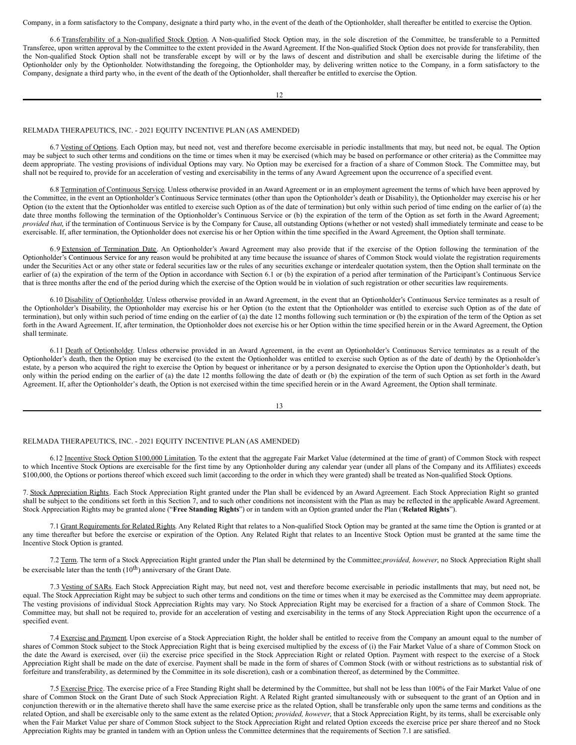Company, in a form satisfactory to the Company, designate a third party who, in the event of the death of the Optionholder, shall thereafter be entitled to exercise the Option.

6.6 Transferability of a Non-qualified Stock Option. A Non-qualified Stock Option may, in the sole discretion of the Committee, be transferable to a Permitted Transferee, upon written approval by the Committee to the extent provided in the Award Agreement. If the Non-qualified Stock Option does not provide for transferability, then the Non-qualified Stock Option shall not be transferable except by will or by the laws of descent and distribution and shall be exercisable during the lifetime of the Optionholder only by the Optionholder. Notwithstanding the foregoing, the Optionholder may, by delivering written notice to the Company, in a form satisfactory to the Company, designate a third party who, in the event of the death of the Optionholder, shall thereafter be entitled to exercise the Option.

6.7 Vesting of Options. Each Option may, but need not, vest and therefore become exercisable in periodic installments that may, but need not, be equal. The Option may be subject to such other terms and conditions on the time or times when it may be exercised (which may be based on performance or other criteria) as the Committee may deem appropriate. The vesting provisions of individual Options may vary. No Option may be exercised for a fraction of a share of Common Stock. The Committee may, but shall not be required to, provide for an acceleration of vesting and exercisability in the terms of any Award Agreement upon the occurrence of a specified event.

6.8 Termination of Continuous Service. Unless otherwise provided in an Award Agreement or in an employment agreement the terms of which have been approved by the Committee, in the event an Optionholder's Continuous Service terminates (other than upon the Optionholder's death or Disability), the Optionholder may exercise his or her Option (to the extent that the Optionholder was entitled to exercise such Option as of the date of termination) but only within such period of time ending on the earlier of (a) the date three months following the termination of the Optionholder's Continuous Service or (b) the expiration of the term of the Option as set forth in the Award Agreement; *provided that*, if the termination of Continuous Service is by the Company for Cause, all outstanding Options (whether or not vested) shall immediately terminate and cease to be exercisable. If, after termination, the Optionholder does not exercise his or her Option within the time specified in the Award Agreement, the Option shall terminate.

6.9 Extension of Termination Date. An Optionholder's Award Agreement may also provide that if the exercise of the Option following the termination of the Optionholder's Continuous Service for any reason would be prohibited at any time because the issuance of shares of Common Stock would violate the registration requirements under the Securities Act or any other state or federal securities law or the rules of any securities exchange or interdealer quotation system, then the Option shall terminate on the earlier of (a) the expiration of the term of the Option in accordance with Section 6.1 or (b) the expiration of a period after termination of the Participant's Continuous Service that is three months after the end of the period during which the exercise of the Option would be in violation of such registration or other securities law requirements.

6.10 Disability of Optionholder. Unless otherwise provided in an Award Agreement, in the event that an Optionholder's Continuous Service terminates as a result of the Optionholder's Disability, the Optionholder may exercise his or her Option (to the extent that the Optionholder was entitled to exercise such Option as of the date of termination), but only within such period of time ending on the earlier of (a) the date 12 months following such termination or (b) the expiration of the term of the Option as set forth in the Award Agreement. If, after termination, the Optionholder does not exercise his or her Option within the time specified herein or in the Award Agreement, the Option shall terminate.

6.11 Death of Optionholder. Unless otherwise provided in an Award Agreement, in the event an Optionholder's Continuous Service terminates as a result of the Optionholder's death, then the Option may be exercised (to the extent the Optionholder was entitled to exercise such Option as of the date of death) by the Optionholder's estate, by a person who acquired the right to exercise the Option by bequest or inheritance or by a person designated to exercise the Option upon the Optionholder's death, but only within the period ending on the earlier of (a) the date 12 months following the date of death or (b) the expiration of the term of such Option as set forth in the Award Agreement. If, after the Optionholder's death, the Option is not exercised within the time specified herein or in the Award Agreement, the Option shall terminate.

6.12 Incentive Stock Option $100,000 Limitation. To the extent that the aggregate Fair Market Value (determined at the time of grant) of Common Stock with respect to which Incentive Stock Options are exercisable for the first time by any Optionholder during any calendar year (under all plans of the Company and its Affiliates) exceeds $100,000, the Options or portions thereof which exceed such limit (according to the order in which they were granted) shall be treated as Non-qualified Stock Options.

7. Stock Appreciation Rights. Each Stock Appreciation Right granted under the Plan shall be evidenced by an Award Agreement. Each Stock Appreciation Right so granted shall be subject to the conditions set forth in this Section 7, and to such other conditions not inconsistent with the Plan as may be reflected in the applicable Award Agreement. Stock Appreciation Rights may be granted alone ("**Free Standing Rights**") or in tandem with an Option granted under the Plan ('**Related Rights**").

7.1 Grant Requirements for Related Rights. Any Related Right that relates to a Non-qualified Stock Option may be granted at the same time the Option is granted or at any time thereafter but before the exercise or expiration of the Option. Any Related Right that relates to an Incentive Stock Option must be granted at the same time the Incentive Stock Option is granted.

7.2 Term. The term of a Stock Appreciation Right granted under the Plan shall be determined by the Committee; *provided, however*, no Stock Appreciation Right shall be exercisable later than the tenth ($10^{th}$) anniversary of the Grant Date.

7.3 Vesting of SARs. Each Stock Appreciation Right may, but need not, vest and therefore become exercisable in periodic installments that may, but need not, be equal. The Stock Appreciation Right may be subject to such other terms and conditions on the time or times when it may be exercised as the Committee may deem appropriate. The vesting provisions of individual Stock Appreciation Rights may vary. No Stock Appreciation Right may be exercised for a fraction of a share of Common Stock. The Committee may, but shall not be required to, provide for an acceleration of vesting and exercisability in the terms of any Stock Appreciation Right upon the occurrence of a specified event.

7.4 Exercise and Payment. Upon exercise of a Stock Appreciation Right, the holder shall be entitled to receive from the Company an amount equal to the number of shares of Common Stock subject to the Stock Appreciation Right that is being exercised multiplied by the excess of (i) the Fair Market Value of a share of Common Stock on the date the Award is exercised, over (ii) the exercise price specified in the Stock Appreciation Right or related Option. Payment with respect to the exercise of a Stock Appreciation Right shall be made on the date of exercise. Payment shall be made in the form of shares of Common Stock (with or without restrictions as to substantial risk of forfeiture and transferability, as determined by the Committee in its sole discretion), cash or a combination thereof, as determined by the Committee.

7.5 Exercise Price. The exercise price of a Free Standing Right shall be determined by the Committee, but shall not be less than 100% of the Fair Market Value of one share of Common Stock on the Grant Date of such Stock Appreciation Right. A Related Right granted simultaneously with or subsequent to the grant of an Option and in conjunction therewith or in the alternative thereto shall have the same exercise price as the related Option, shall be transferable only upon the same terms and conditions as the related Option, and shall be exercisable only to the same extent as the related Option; *provided, however*, that a Stock Appreciation Right, by its terms, shall be exercisable only when the Fair Market Value per share of Common Stock subject to the Stock Appreciation Right and related Option exceeds the exercise price per share thereof and no Stock Appreciation Rights may be granted in tandem with an Option unless the Committee determines that the requirements of Section 7.1 are satisfied.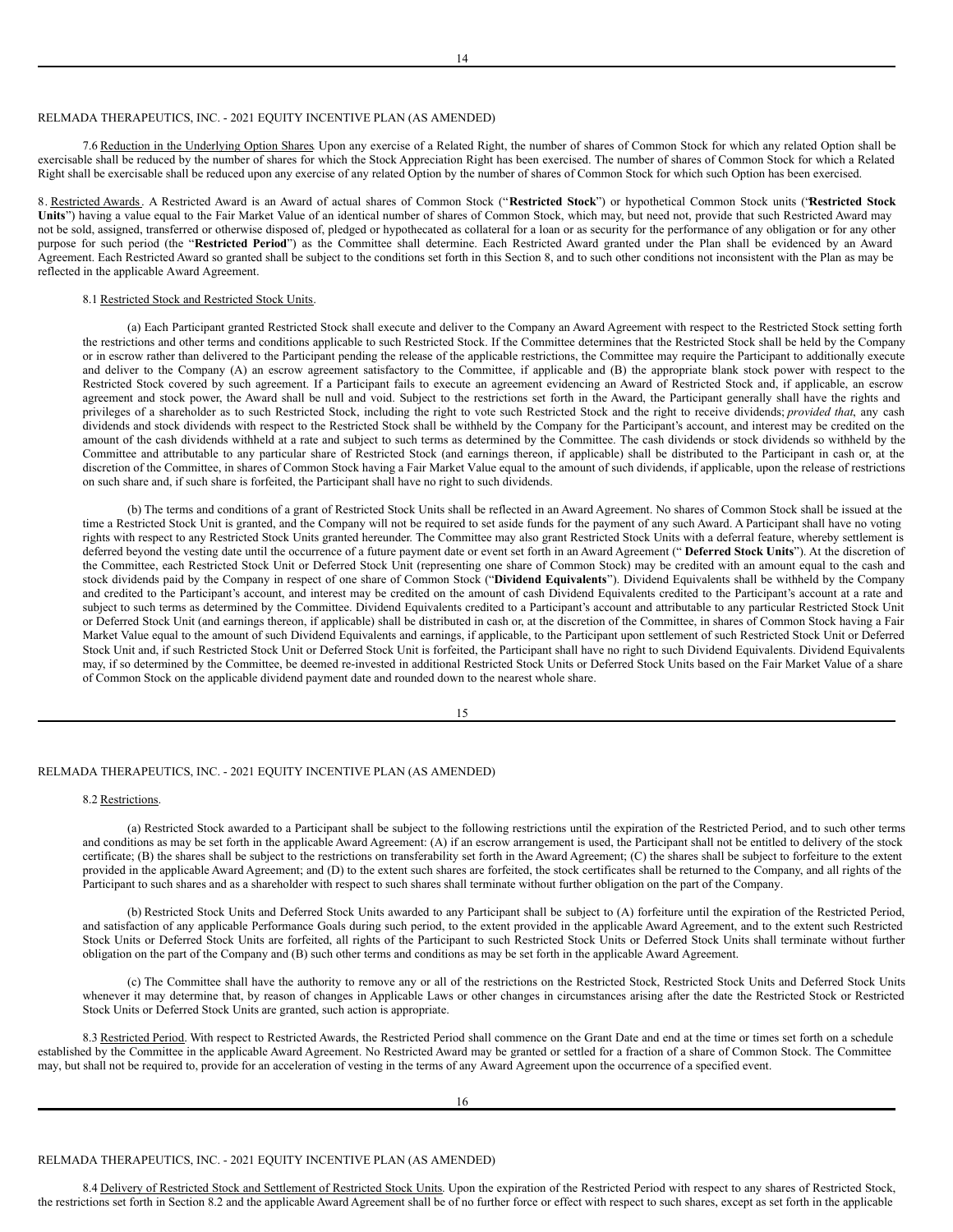7.6 Reduction in the Underlying Option Shares. Upon any exercise of a Related Right, the number of shares of Common Stock for which any related Option shall be exercisable shall be reduced by the number of shares for which the Stock Appreciation Right has been exercised. The number of shares of Common Stock for which a Related Right shall be exercisable shall be reduced upon any exercise of any related Option by the number of shares of Common Stock for which such Option has been exercised.

8. Restricted Awards. A Restricted Award is an Award of actual shares of Common Stock ("**Restricted Stock**") or hypothetical Common Stock units ("**Restricted Stock Units**") having a value equal to the Fair Market Value of an identical number of shares of Common Stock, which may, but need not, provide that such Restricted Award may not be sold, assigned, transferred or otherwise disposed of, pledged or hypothecated as collateral for a loan or as security for the performance of any obligation or for any other purpose for such period (the "**Restricted Period**") as the Committee shall determine. Each Restricted Award granted under the Plan shall be evidenced by an Award Agreement. Each Restricted Award so granted shall be subject to the conditions set forth in this Section 8, and to such other conditions not inconsistent with the Plan as may be reflected in the applicable Award Agreement.

8.1 Restricted Stock and Restricted Stock Units.

(a) Each Participant granted Restricted Stock shall execute and deliver to the Company an Award Agreement with respect to the Restricted Stock setting forth the restrictions and other terms and conditions applicable to such Restricted Stock. If the Committee determines that the Restricted Stock shall be held by the Company or in escrow rather than delivered to the Participant pending the release of the applicable restrictions, the Committee may require the Participant to additionally execute and deliver to the Company (A) an escrow agreement satisfactory to the Committee, if applicable and (B) the appropriate blank stock power with respect to the Restricted Stock covered by such agreement. If a Participant fails to execute an agreement evidencing an Award of Restricted Stock and, if applicable, an escrow agreement and stock power, the Award shall be null and void. Subject to the restrictions set forth in the Award, the Participant generally shall have the rights and privileges of a shareholder as to such Restricted Stock, including the right to vote such Restricted Stock and the right to receive dividends; *provided that*, any cash dividends and stock dividends with respect to the Restricted Stock shall be withheld by the Company for the Participant's account, and interest may be credited on the amount of the cash dividends withheld at a rate and subject to such terms as determined by the Committee. The cash dividends or stock dividends so withheld by the Committee and attributable to any particular share of Restricted Stock (and earnings thereon, if applicable) shall be distributed to the Participant in cash or, at the discretion of the Committee, in shares of Common Stock having a Fair Market Value equal to the amount of such dividends, if applicable, upon the release of restrictions on such share and, if such share is forfeited, the Participant shall have no right to such dividends.

(b) The terms and conditions of a grant of Restricted Stock Units shall be reflected in an Award Agreement. No shares of Common Stock shall be issued at the time a Restricted Stock Unit is granted, and the Company will not be required to set aside funds for the payment of any such Award. A Participant shall have no voting rights with respect to any Restricted Stock Units granted hereunder. The Committee may also grant Restricted Stock Units with a deferral feature, whereby settlement is deferred beyond the vesting date until the occurrence of a future payment date or event set forth in an Award Agreement ("**Deferred Stock Units**"). At the discretion of the Committee, each Restricted Stock Unit or Deferred Stock Unit (representing one share of Common Stock) may be credited with an amount equal to the cash and stock dividends paid by the Company in respect of one share of Common Stock ("**Dividend Equivalents**"). Dividend Equivalents shall be withheld by the Company and credited to the Participant's account, and interest may be credited on the amount of cash Dividend Equivalents credited to the Participant's account at a rate and subject to such terms as determined by the Committee. Dividend Equivalents credited to a Participant's account and attributable to any particular Restricted Stock Unit or Deferred Stock Unit (and earnings thereon, if applicable) shall be distributed in cash or, at the discretion of the Committee, in shares of Common Stock having a Fair Market Value equal to the amount of such Dividend Equivalents and earnings, if applicable, to the Participant upon settlement of such Restricted Stock Unit or Deferred Stock Unit and, if such Restricted Stock Unit or Deferred Stock Unit is forfeited, the Participant shall have no right to such Dividend Equivalents. Dividend Equivalents may, if so determined by the Committee, be deemed re-invested in additional Restricted Stock Units or Deferred Stock Units based on the Fair Market Value of a share of Common Stock on the applicable dividend payment date and rounded down to the nearest whole share.

8.2 Restrictions.

(a) Restricted Stock awarded to a Participant shall be subject to the following restrictions until the expiration of the Restricted Period, and to such other terms and conditions as may be set forth in the applicable Award Agreement: (A) if an escrow arrangement is used, the Participant shall not be entitled to delivery of the stock certificate; (B) the shares shall be subject to the restrictions on transferability set forth in the Award Agreement; (C) the shares shall be subject to forfeiture to the extent provided in the applicable Award Agreement; and (D) to the extent such shares are forfeited, the stock certificates shall be returned to the Company, and all rights of the Participant to such shares and as a shareholder with respect to such shares shall terminate without further obligation on the part of the Company.

(b) Restricted Stock Units and Deferred Stock Units awarded to any Participant shall be subject to (A) forfeiture until the expiration of the Restricted Period, and satisfaction of any applicable Performance Goals during such period, to the extent provided in the applicable Award Agreement, and to the extent such Restricted Stock Units or Deferred Stock Units are forfeited, all rights of the Participant to such Restricted Stock Units or Deferred Stock Units shall terminate without further obligation on the part of the Company and (B) such other terms and conditions as may be set forth in the applicable Award Agreement.

(c) The Committee shall have the authority to remove any or all of the restrictions on the Restricted Stock, Restricted Stock Units and Deferred Stock Units whenever it may determine that, by reason of changes in Applicable Laws or other changes in circumstances arising after the date the Restricted Stock or Restricted Stock Units or Deferred Stock Units are granted, such action is appropriate.

8.3 Restricted Period. With respect to Restricted Awards, the Restricted Period shall commence on the Grant Date and end at the time or times set forth on a schedule established by the Committee in the applicable Award Agreement. No Restricted Award may be granted or settled for a fraction of a share of Common Stock. The Committee may, but shall not be required to, provide for an acceleration of vesting in the terms of any Award Agreement upon the occurrence of a specified event.

8.4 Delivery of Restricted Stock and Settlement of Restricted Stock Units. Upon the expiration of the Restricted Period with respect to any shares of Restricted Stock, the restrictions set forth in Section 8.2 and the applicable Award Agreement shall be of no further force or effect with respect to such shares, except as set forth in the applicable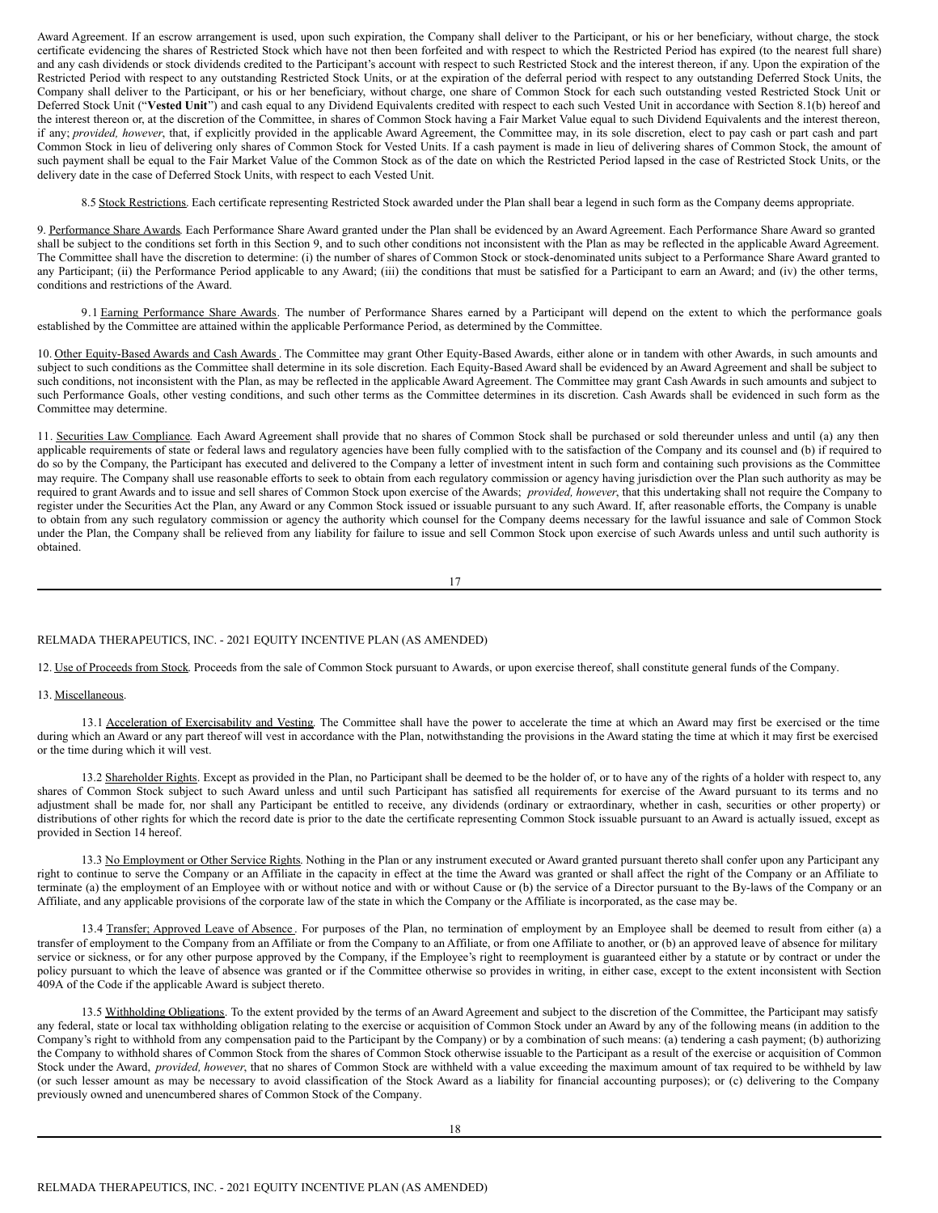Award Agreement. If an escrow arrangement is used, upon such expiration, the Company shall deliver to the Participant, or his or her beneficiary, without charge, the stock certificate evidencing the shares of Restricted Stock which have not then been forfeited and with respect to which the Restricted Period has expired (to the nearest full share) and any cash dividends or stock dividends credited to the Participant's account with respect to such Restricted Stock and the interest thereon, if any. Upon the expiration of the Restricted Period with respect to any outstanding Restricted Stock Units, or at the expiration of the deferral period with respect to any outstanding Deferred Stock Units, the Company shall deliver to the Participant, or his or her beneficiary, without charge, one share of Common Stock for each such outstanding vested Restricted Stock Unit or Deferred Stock Unit ("**Vested Unit**") and cash equal to any Dividend Equivalents credited with respect to each such Vested Unit in accordance with Section 8.1(b) hereof and the interest thereon or, at the discretion of the Committee, in shares of Common Stock having a Fair Market Value equal to such Dividend Equivalents and the interest thereon, if any; *provided, however*, that, if explicitly provided in the applicable Award Agreement, the Committee may, in its sole discretion, elect to pay cash or part cash and part Common Stock in lieu of delivering only shares of Common Stock for Vested Units. If a cash payment is made in lieu of delivering shares of Common Stock, the amount of such payment shall be equal to the Fair Market Value of the Common Stock as of the date on which the Restricted Period lapsed in the case of Restricted Stock Units, or the delivery date in the case of Deferred Stock Units, with respect to each Vested Unit.

8.5 Stock Restrictions. Each certificate representing Restricted Stock awarded under the Plan shall bear a legend in such form as the Company deems appropriate.

9. Performance Share Awards. Each Performance Share Award granted under the Plan shall be evidenced by an Award Agreement. Each Performance Share Award so granted shall be subject to the conditions set forth in this Section 9, and to such other conditions not inconsistent with the Plan as may be reflected in the applicable Award Agreement. The Committee shall have the discretion to determine: (i) the number of shares of Common Stock or stock-denominated units subject to a Performance Share Award granted to any Participant; (ii) the Performance Period applicable to any Award; (iii) the conditions that must be satisfied for a Participant to earn an Award; and (iv) the other terms, conditions and restrictions of the Award.

9.1 Earning Performance Share Awards. The number of Performance Shares earned by a Participant will depend on the extent to which the performance goals established by the Committee are attained within the applicable Performance Period, as determined by the Committee.

10. Other Equity-Based Awards and Cash Awards. The Committee may grant Other Equity-Based Awards, either alone or in tandem with other Awards, in such amounts and subject to such conditions as the Committee shall determine in its sole discretion. Each Equity-Based Award shall be evidenced by an Award Agreement and shall be subject to such conditions, not inconsistent with the Plan, as may be reflected in the applicable Award Agreement. The Committee may grant Cash Awards in such amounts and subject to such Performance Goals, other vesting conditions, and such other terms as the Committee determines in its discretion. Cash Awards shall be evidenced in such form as the Committee may determine.

11. Securities Law Compliance. Each Award Agreement shall provide that no shares of Common Stock shall be purchased or sold thereunder unless and until (a) any then applicable requirements of state or federal laws and regulatory agencies have been fully complied with to the satisfaction of the Company and its counsel and (b) if required to do so by the Company, the Participant has executed and delivered to the Company a letter of investment intent in such form and containing such provisions as the Committee may require. The Company shall use reasonable efforts to seek to obtain from each regulatory commission or agency having jurisdiction over the Plan such authority as may be required to grant Awards and to issue and sell shares of Common Stock upon exercise of the Awards; *provided, however*, that this undertaking shall not require the Company to register under the Securities Act the Plan, any Award or any Common Stock issued or issuable pursuant to any such Award. If, after reasonable efforts, the Company is unable to obtain from any such regulatory commission or agency the authority which counsel for the Company deems necessary for the lawful issuance and sale of Common Stock under the Plan, the Company shall be relieved from any liability for failure to issue and sell Common Stock upon exercise of such Awards unless and until such authority is obtained.

12. Use of Proceeds from Stock. Proceeds from the sale of Common Stock pursuant to Awards, or upon exercise thereof, shall constitute general funds of the Company.

13. Miscellaneous.

13.1 Acceleration of Exercisability and Vesting. The Committee shall have the power to accelerate the time at which an Award may first be exercised or the time during which an Award or any part thereof will vest in accordance with the Plan, notwithstanding the provisions in the Award stating the time at which it may first be exercised or the time during which it will vest.

13.2 Shareholder Rights. Except as provided in the Plan, no Participant shall be deemed to be the holder of, or to have any of the rights of a holder with respect to, any shares of Common Stock subject to such Award unless and until such Participant has satisfied all requirements for exercise of the Award pursuant to its terms and no adjustment shall be made for, nor shall any Participant be entitled to receive, any dividends (ordinary or extraordinary, whether in cash, securities or other property) or distributions of other rights for which the record date is prior to the date the certificate representing Common Stock issuable pursuant to an Award is actually issued, except as provided in Section 14 hereof.

13.3 No Employment or Other Service Rights. Nothing in the Plan or any instrument executed or Award granted pursuant thereto shall confer upon any Participant any right to continue to serve the Company or an Affiliate in the capacity in effect at the time the Award was granted or shall affect the right of the Company or an Affiliate to terminate (a) the employment of an Employee with or without notice and with or without Cause or (b) the service of a Director pursuant to the By-laws of the Company or an Affiliate, and any applicable provisions of the corporate law of the state in which the Company or the Affiliate is incorporated, as the case may be.

13.4 Transfer; Approved Leave of Absence. For purposes of the Plan, no termination of employment by an Employee shall be deemed to result from either (a) a transfer of employment to the Company from an Affiliate or from the Company to an Affiliate, or from one Affiliate to another, or (b) an approved leave of absence for military service or sickness, or for any other purpose approved by the Company, if the Employee's right to reemployment is guaranteed either by a statute or by contract or under the policy pursuant to which the leave of absence was granted or if the Committee otherwise so provides in writing, in either case, except to the extent inconsistent with Section 409A of the Code if the applicable Award is subject thereto.

13.5 Withholding Obligations. To the extent provided by the terms of an Award Agreement and subject to the discretion of the Committee, the Participant may satisfy any federal, state or local tax withholding obligation relating to the exercise or acquisition of Common Stock under an Award by any of the following means (in addition to the Company's right to withhold from any compensation paid to the Participant by the Company) or by a combination of such means: (a) tendering a cash payment; (b) authorizing the Company to withhold shares of Common Stock from the shares of Common Stock otherwise issuable to the Participant as a result of the exercise or acquisition of Common Stock under the Award, *provided, however*, that no shares of Common Stock are withheld with a value exceeding the maximum amount of tax required to be withheld by law (or such lesser amount as may be necessary to avoid classification of the Stock Award as a liability for financial accounting purposes); or (c) delivering to the Company previously owned and unencumbered shares of Common Stock of the Company.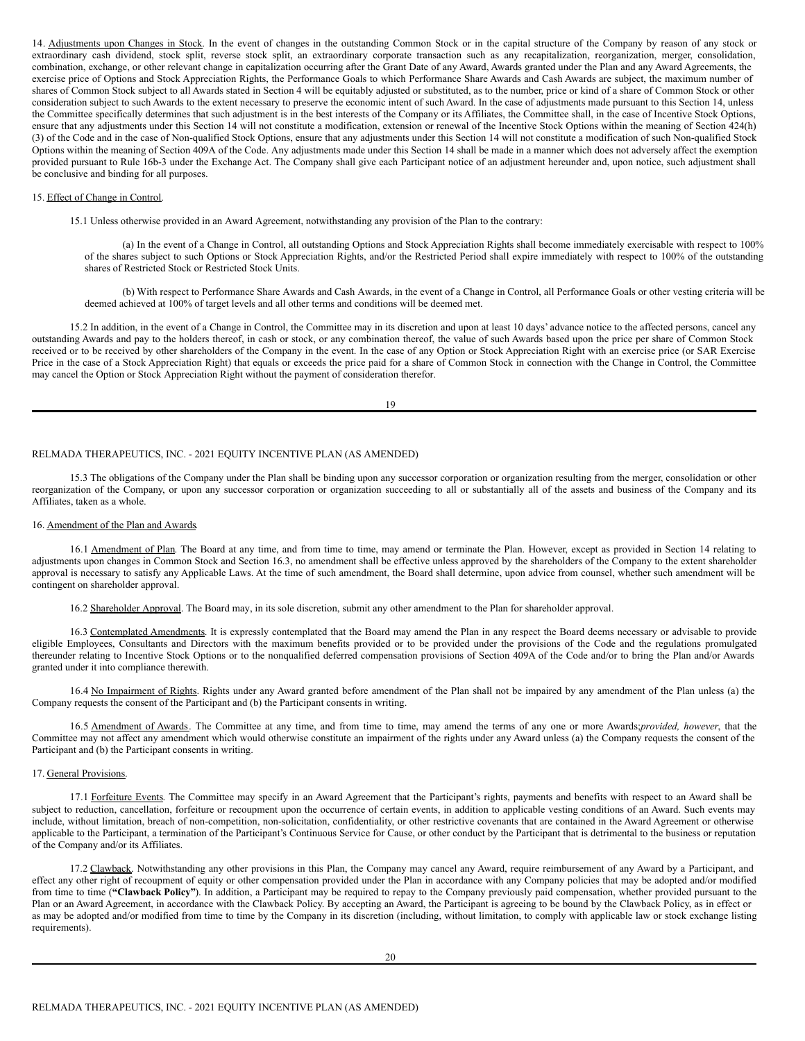14. Adjustments upon Changes in Stock. In the event of changes in the outstanding Common Stock or in the capital structure of the Company by reason of any stock or extraordinary cash dividend, stock split, reverse stock split, an extraordinary corporate transaction such as any recapitalization, reorganization, merger, consolidation, combination, exchange, or other relevant change in capitalization occurring after the Grant Date of any Award, Awards granted under the Plan and any Award Agreements, the exercise price of Options and Stock Appreciation Rights, the Performance Goals to which Performance Share Awards and Cash Awards are subject, the maximum number of shares of Common Stock subject to all Awards stated in Section 4 will be equitably adjusted or substituted, as to the number, price or kind of a share of Common Stock or other consideration subject to such Awards to the extent necessary to preserve the economic intent of such Award. In the case of adjustments made pursuant to this Section 14, unless the Committee specifically determines that such adjustment is in the best interests of the Company or its Affiliates, the Committee shall, in the case of Incentive Stock Options, ensure that any adjustments under this Section 14 will not constitute a modification, extension or renewal of the Incentive Stock Options within the meaning of Section 424(h)(3) of the Code and in the case of Non-qualified Stock Options, ensure that any adjustments under this Section 14 will not constitute a modification of such Non-qualified Stock Options within the meaning of Section 409A of the Code. Any adjustments made under this Section 14 shall be made in a manner which does not adversely affect the exemption provided pursuant to Rule 16b-3 under the Exchange Act. The Company shall give each Participant notice of an adjustment hereunder and, upon notice, such adjustment shall be conclusive and binding for all purposes.

15. Effect of Change in Control.

15.1 Unless otherwise provided in an Award Agreement, notwithstanding any provision of the Plan to the contrary:

(a) In the event of a Change in Control, all outstanding Options and Stock Appreciation Rights shall become immediately exercisable with respect to 100% of the shares subject to such Options or Stock Appreciation Rights, and/or the Restricted Period shall expire immediately with respect to 100% of the outstanding shares of Restricted Stock or Restricted Stock Units.

(b) With respect to Performance Share Awards and Cash Awards, in the event of a Change in Control, all Performance Goals or other vesting criteria will be deemed achieved at 100% of target levels and all other terms and conditions will be deemed met.

15.2 In addition, in the event of a Change in Control, the Committee may in its discretion and upon at least 10 days' advance notice to the affected persons, cancel any outstanding Awards and pay to the holders thereof, in cash or stock, or any combination thereof, the value of such Awards based upon the price per share of Common Stock received or to be received by other shareholders of the Company in the event. In the case of any Option or Stock Appreciation Right with an exercise price (or SAR Exercise Price in the case of a Stock Appreciation Right) that equals or exceeds the price paid for a share of Common Stock in connection with the Change in Control, the Committee may cancel the Option or Stock Appreciation Right without the payment of consideration therefor.

15.3 The obligations of the Company under the Plan shall be binding upon any successor corporation or organization resulting from the merger, consolidation or other reorganization of the Company, or upon any successor corporation or organization succeeding to all or substantially all of the assets and business of the Company and its Affiliates, taken as a whole.

16. Amendment of the Plan and Awards.

16.1 Amendment of Plan. The Board at any time, and from time to time, may amend or terminate the Plan. However, except as provided in Section 14 relating to adjustments upon changes in Common Stock and Section 16.3, no amendment shall be effective unless approved by the shareholders of the Company to the extent shareholder approval is necessary to satisfy any Applicable Laws. At the time of such amendment, the Board shall determine, upon advice from counsel, whether such amendment will be contingent on shareholder approval.

16.2 Shareholder Approval. The Board may, in its sole discretion, submit any other amendment to the Plan for shareholder approval.

16.3 Contemplated Amendments. It is expressly contemplated that the Board may amend the Plan in any respect the Board deems necessary or advisable to provide eligible Employees, Consultants and Directors with the maximum benefits provided or to be provided under the provisions of the Code and the regulations promulgated thereunder relating to Incentive Stock Options or to the nonqualified deferred compensation provisions of Section 409A of the Code and/or to bring the Plan and/or Awards granted under it into compliance therewith.

16.4 No Impairment of Rights. Rights under any Award granted before amendment of the Plan shall not be impaired by any amendment of the Plan unless (a) the Company requests the consent of the Participant and (b) the Participant consents in writing.

16.5 Amendment of Awards. The Committee at any time, and from time to time, may amend the terms of any one or more Awards; *provided, however*, that the Committee may not affect any amendment which would otherwise constitute an impairment of the rights under any Award unless (a) the Company requests the consent of the Participant and (b) the Participant consents in writing.

17. General Provisions.

17.1 Forfeiture Events. The Committee may specify in an Award Agreement that the Participant's rights, payments and benefits with respect to an Award shall be subject to reduction, cancellation, forfeiture or recoupment upon the occurrence of certain events, in addition to applicable vesting conditions of an Award. Such events may include, without limitation, breach of non-competition, non-solicitation, confidentiality, or other restrictive covenants that are contained in the Award Agreement or otherwise applicable to the Participant, a termination of the Participant's Continuous Service for Cause, or other conduct by the Participant that is detrimental to the business or reputation of the Company and/or its Affiliates.

17.2 Clawback. Notwithstanding any other provisions in this Plan, the Company may cancel any Award, require reimbursement of any Award by a Participant, and effect any other right of recoupment of equity or other compensation provided under the Plan in accordance with any Company policies that may be adopted and/or modified from time to time (**"Clawback Policy"**). In addition, a Participant may be required to repay to the Company previously paid compensation, whether provided pursuant to the Plan or an Award Agreement, in accordance with the Clawback Policy. By accepting an Award, the Participant is agreeing to be bound by the Clawback Policy, as in effect or as may be adopted and/or modified from time to time by the Company in its discretion (including, without limitation, to comply with applicable law or stock exchange listing requirements).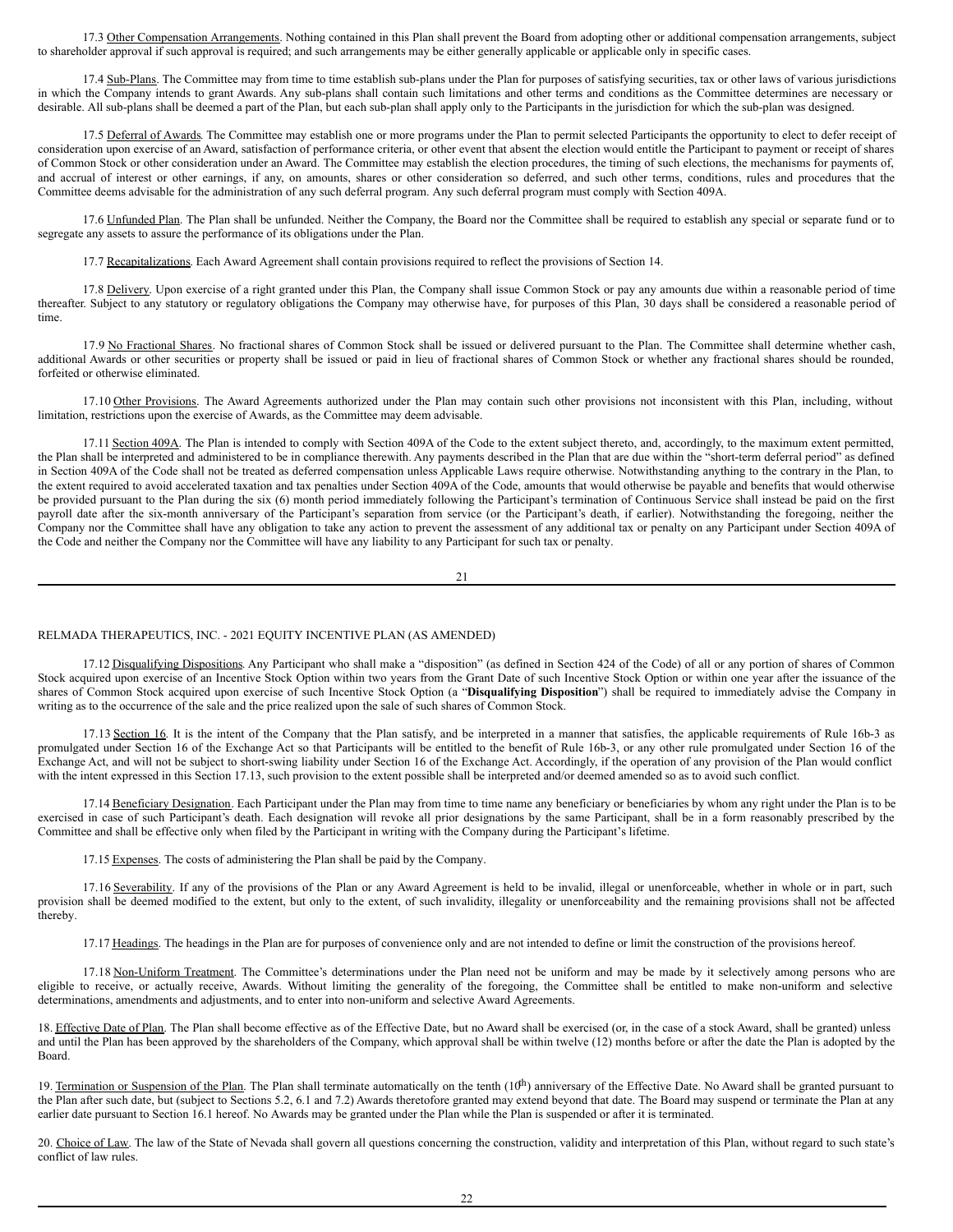17.3 Other Compensation Arrangements. Nothing contained in this Plan shall prevent the Board from adopting other or additional compensation arrangements, subject to shareholder approval if such approval is required; and such arrangements may be either generally applicable or applicable only in specific cases.

17.4 Sub-Plans. The Committee may from time to time establish sub-plans under the Plan for purposes of satisfying securities, tax or other laws of various jurisdictions in which the Company intends to grant Awards. Any sub-plans shall contain such limitations and other terms and conditions as the Committee determines are necessary or desirable. All sub-plans shall be deemed a part of the Plan, but each sub-plan shall apply only to the Participants in the jurisdiction for which the sub-plan was designed.

17.5 Deferral of Awards. The Committee may establish one or more programs under the Plan to permit selected Participants the opportunity to elect to defer receipt of consideration upon exercise of an Award, satisfaction of performance criteria, or other event that absent the election would entitle the Participant to payment or receipt of shares of Common Stock or other consideration under an Award. The Committee may establish the election procedures, the timing of such elections, the mechanisms for payments of, and accrual of interest or other earnings, if any, on amounts, shares or other consideration so deferred, and such other terms, conditions, rules and procedures that the Committee deems advisable for the administration of any such deferral program. Any such deferral program must comply with Section 409A.

17.6 Unfunded Plan. The Plan shall be unfunded. Neither the Company, the Board nor the Committee shall be required to establish any special or separate fund or to segregate any assets to assure the performance of its obligations under the Plan.

17.7 Recapitalizations. Each Award Agreement shall contain provisions required to reflect the provisions of Section 14.

17.8 Delivery. Upon exercise of a right granted under this Plan, the Company shall issue Common Stock or pay any amounts due within a reasonable period of time thereafter. Subject to any statutory or regulatory obligations the Company may otherwise have, for purposes of this Plan, 30 days shall be considered a reasonable period of time.

17.9 No Fractional Shares. No fractional shares of Common Stock shall be issued or delivered pursuant to the Plan. The Committee shall determine whether cash, additional Awards or other securities or property shall be issued or paid in lieu of fractional shares of Common Stock or whether any fractional shares should be rounded, forfeited or otherwise eliminated.

17.10 Other Provisions. The Award Agreements authorized under the Plan may contain such other provisions not inconsistent with this Plan, including, without limitation, restrictions upon the exercise of Awards, as the Committee may deem advisable.

17.11 Section 409A. The Plan is intended to comply with Section 409A of the Code to the extent subject thereto, and, accordingly, to the maximum extent permitted, the Plan shall be interpreted and administered to be in compliance therewith. Any payments described in the Plan that are due within the "short-term deferral period" as defined in Section 409A of the Code shall not be treated as deferred compensation unless Applicable Laws require otherwise. Notwithstanding anything to the contrary in the Plan, to the extent required to avoid accelerated taxation and tax penalties under Section 409A of the Code, amounts that would otherwise be payable and benefits that would otherwise be provided pursuant to the Plan during the six (6) month period immediately following the Participant's termination of Continuous Service shall instead be paid on the first payroll date after the six-month anniversary of the Participant's separation from service (or the Participant's death, if earlier). Notwithstanding the foregoing, neither the Company nor the Committee shall have any obligation to take any action to prevent the assessment of any additional tax or penalty on any Participant under Section 409A of the Code and neither the Company nor the Committee will have any liability to any Participant for such tax or penalty.

17.12 Disqualifying Dispositions. Any Participant who shall make a "disposition" (as defined in Section 424 of the Code) of all or any portion of shares of Common Stock acquired upon exercise of an Incentive Stock Option within two years from the Grant Date of such Incentive Stock Option or within one year after the issuance of the shares of Common Stock acquired upon exercise of such Incentive Stock Option (a "**Disqualifying Disposition**") shall be required to immediately advise the Company in writing as to the occurrence of the sale and the price realized upon the sale of such shares of Common Stock.

17.13 Section 16. It is the intent of the Company that the Plan satisfy, and be interpreted in a manner that satisfies, the applicable requirements of Rule 16b-3 as promulgated under Section 16 of the Exchange Act so that Participants will be entitled to the benefit of Rule 16b-3, or any other rule promulgated under Section 16 of the Exchange Act, and will not be subject to short-swing liability under Section 16 of the Exchange Act. Accordingly, if the operation of any provision of the Plan would conflict with the intent expressed in this Section 17.13, such provision to the extent possible shall be interpreted and/or deemed amended so as to avoid such conflict.

17.14 Beneficiary Designation. Each Participant under the Plan may from time to time name any beneficiary or beneficiaries by whom any right under the Plan is to be exercised in case of such Participant's death. Each designation will revoke all prior designations by the same Participant, shall be in a form reasonably prescribed by the Committee and shall be effective only when filed by the Participant in writing with the Company during the Participant's lifetime.

17.15 Expenses. The costs of administering the Plan shall be paid by the Company.

17.16 Severability. If any of the provisions of the Plan or any Award Agreement is held to be invalid, illegal or unenforceable, whether in whole or in part, such provision shall be deemed modified to the extent, but only to the extent, of such invalidity, illegality or unenforceability and the remaining provisions shall not be affected thereby.

17.17 Headings. The headings in the Plan are for purposes of convenience only and are not intended to define or limit the construction of the provisions hereof.

17.18 Non-Uniform Treatment. The Committee's determinations under the Plan need not be uniform and may be made by it selectively among persons who are eligible to receive, or actually receive, Awards. Without limiting the generality of the foregoing, the Committee shall be entitled to make non-uniform and selective determinations, amendments and adjustments, and to enter into non-uniform and selective Award Agreements.

18. Effective Date of Plan. The Plan shall become effective as of the Effective Date, but no Award shall be exercised (or, in the case of a stock Award, shall be granted) unless and until the Plan has been approved by the shareholders of the Company, which approval shall be within twelve (12) months before or after the date the Plan is adopted by the Board.

19. Termination or Suspension of the Plan. The Plan shall terminate automatically on the tenth (10th) anniversary of the Effective Date. No Award shall be granted pursuant to the Plan after such date, but (subject to Sections 5.2, 6.1 and 7.2) Awards theretofore granted may extend beyond that date. The Board may suspend or terminate the Plan at any earlier date pursuant to Section 16.1 hereof. No Awards may be granted under the Plan while the Plan is suspended or after it is terminated.

20. Choice of Law. The law of the State of Nevada shall govern all questions concerning the construction, validity and interpretation of this Plan, without regard to such state's conflict of law rules.